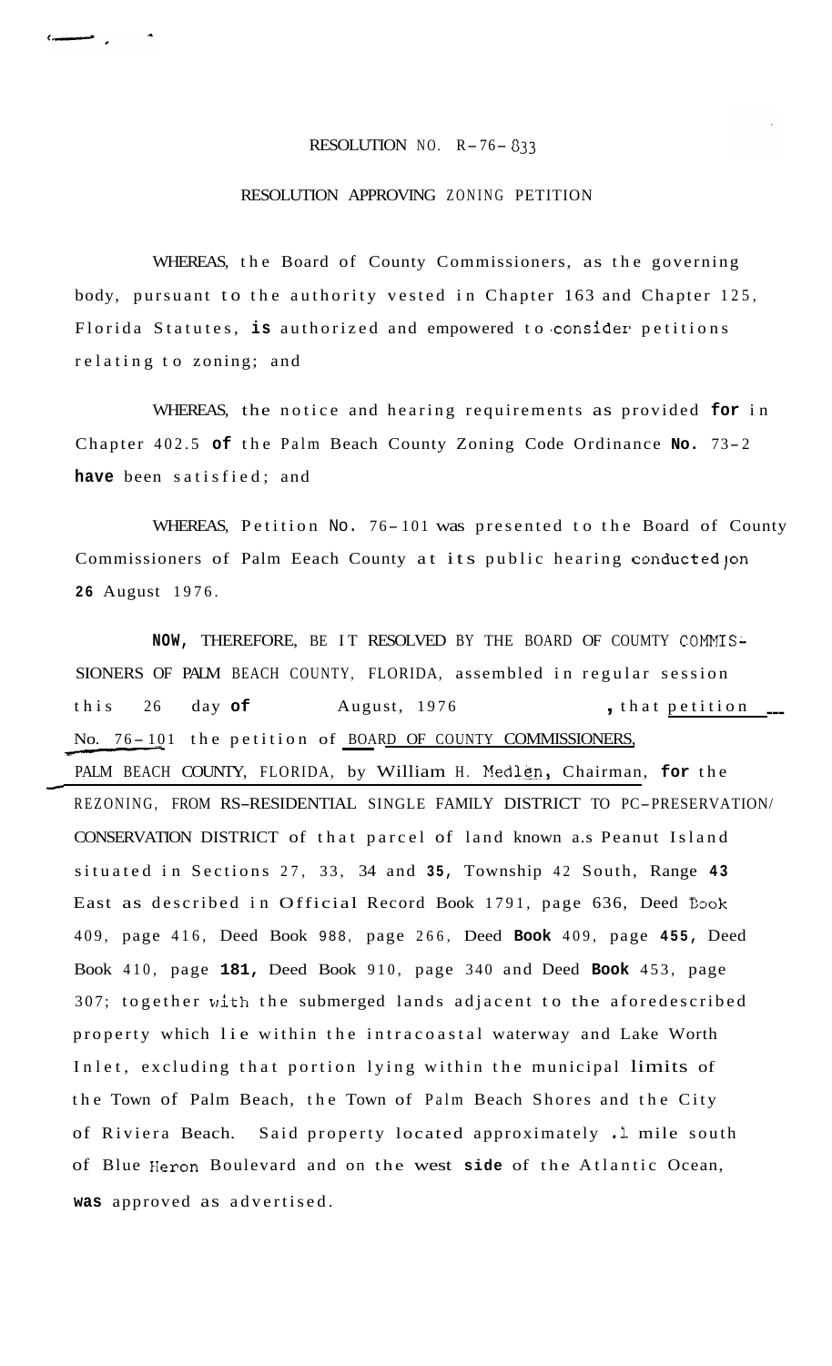RESOLUTION NO. R-76- 833

RESOLUTION APPROVING ZONING PETITION

WHEREAS, the Board of County Commissioners, as the governing body, pursuant to the authority vested in Chapter 163 and Chapter 125, Florida Statutes, is authorized and empowered to consider petitions relating to zoning; and

WHEREAS, the notice and hearing requirements as provided for in Chapter 402.5 of the Palm Beach County Zoning Code Ordinance No. 73-2 have been satisfied; and

WHEREAS, Petition No. 76-101 was presented to the Board of County Commissioners of Palm Eeach County at its public hearing conducted on 26 August 1976.

NOW, THEREFORE, BE IT RESOLVED BY THE BOARD OF COUMTY COMMISSIONERS OF PALM BEACH COUNTY, FLORIDA, assembled in regular session this 26 day of August, 1976, that petition No. 76-101 the petition of BOARD OF COUNTY COMMISSIONERS, PALM BEACH COUNTY, FLORIDA, by William H. Medlen, Chairman, for the REZONING, FROM RS-RESIDENTIAL SINGLE FAMILY DISTRICT TO PC-PRESERVATION/ CONSERVATION DISTRICT of that parcel of land known a.s Peanut Island situated in Sections 27, 33, 34 and 35, Township 42 South, Range 43 East as described in Official Record Book 1791, page 636, Deed Book 409, page 416, Deed Book 988, page 266, Deed Book 409, page 455, Deed Book 410, page 181, Deed Book 910, page 340 and Deed Book 453, page 307; together with the submerged lands adjacent to the aforedescribed property which lie within the intracoastal waterway and Lake Worth Inlet, excluding that portion lying within the municipal limits of the Town of Palm Beach, the Town of Palm Beach Shores and the City of Riviera Beach. Said property located approximately .1 mile south of Blue Heron Boulevard and on the west side of the Atlantic Ocean, was approved as advertised.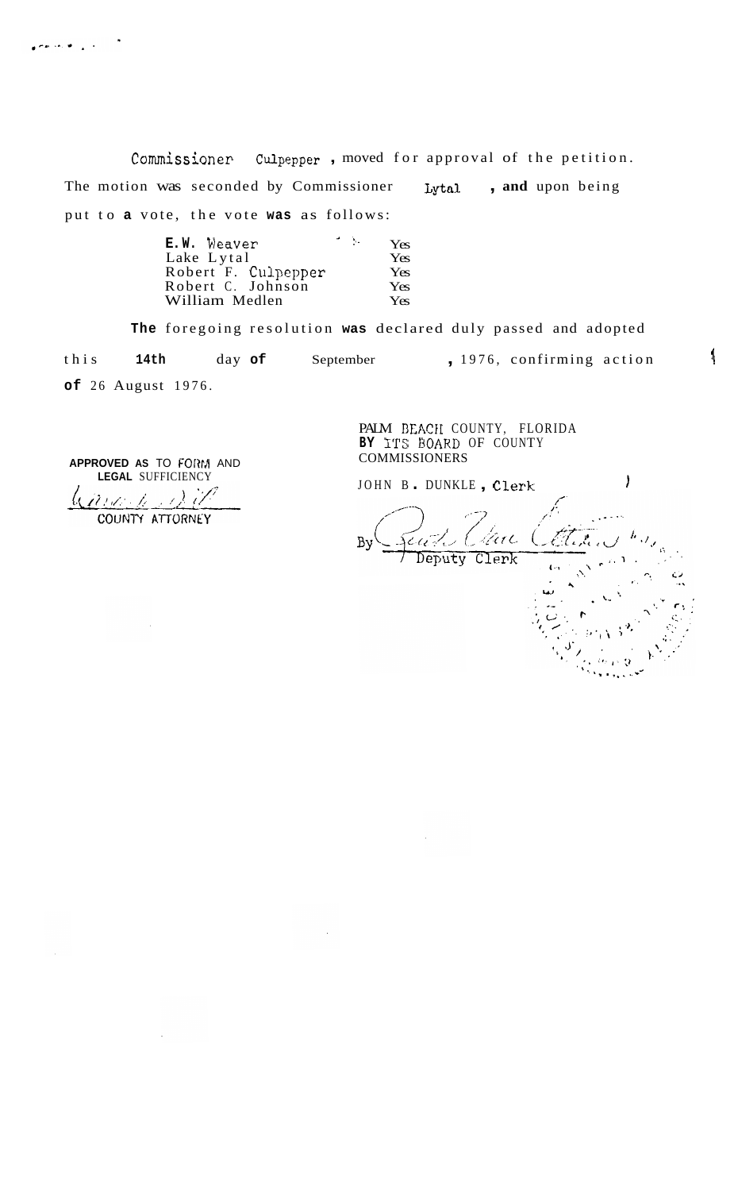Commissioner Culpepper, moved for approval of the petition. The motion was seconded by Commissioner Lytal, and upon being put to a vote, the vote was as follows:

| | |
|---|---|
| E.W. Weaver | Yes |
| Lake Lytal | Yes |
| Robert F. Culpepper | Yes |
| Robert C. Johnson | Yes |
| William Medlen | Yes |

The foregoing resolution was declared duly passed and adopted this 14th day of September, 1976, confirming action of 26 August 1976.

APPROVED AS TO FORM AND LEGAL SUFFICIENCY

COUNTY ATTORNEY

PALM BEACH COUNTY, FLORIDA
BY ITS BOARD OF COUNTY COMMISSIONERS

JOHN B. DUNKLE, Clerk

By Deputy Clerk